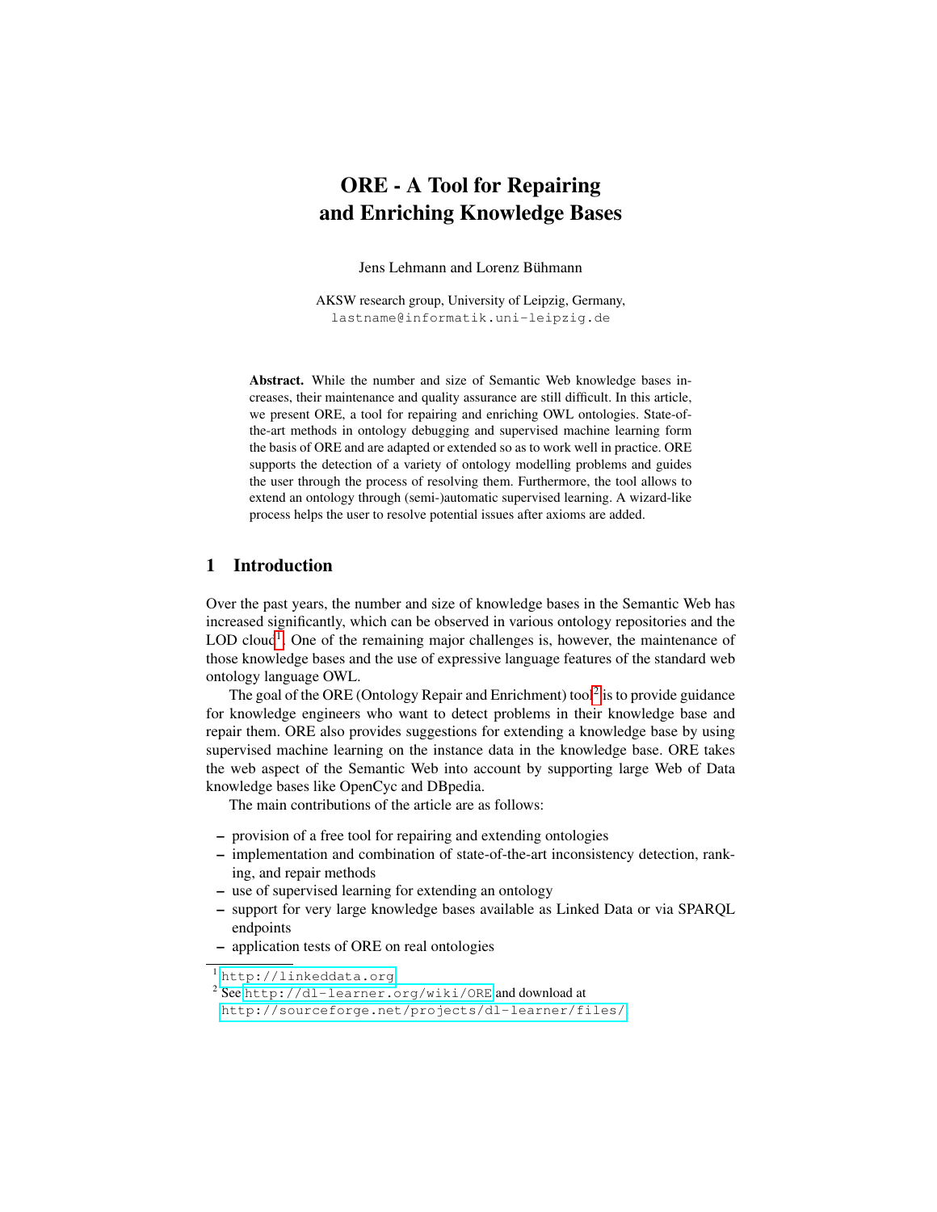# ORE - A Tool for Repairing and Enriching Knowledge Bases

Jens Lehmann and Lorenz Bühmann

AKSW research group, University of Leipzig, Germany,
lastname@informatik.uni-leipzig.de

**Abstract.** While the number and size of Semantic Web knowledge bases increases, their maintenance and quality assurance are still difficult. In this article, we present ORE, a tool for repairing and enriching OWL ontologies. State-of-the-art methods in ontology debugging and supervised machine learning form the basis of ORE and are adapted or extended so as to work well in practice. ORE supports the detection of a variety of ontology modelling problems and guides the user through the process of resolving them. Furthermore, the tool allows to extend an ontology through (semi-)automatic supervised learning. A wizard-like process helps the user to resolve potential issues after axioms are added.

## 1 Introduction

Over the past years, the number and size of knowledge bases in the Semantic Web has increased significantly, which can be observed in various ontology repositories and the LOD cloud[1]. One of the remaining major challenges is, however, the maintenance of those knowledge bases and the use of expressive language features of the standard web ontology language OWL.

The goal of the ORE (Ontology Repair and Enrichment) tool[2] is to provide guidance for knowledge engineers who want to detect problems in their knowledge base and repair them. ORE also provides suggestions for extending a knowledge base by using supervised machine learning on the instance data in the knowledge base. ORE takes the web aspect of the Semantic Web into account by supporting large Web of Data knowledge bases like OpenCyc and DBpedia.

The main contributions of the article are as follows:

- provision of a free tool for repairing and extending ontologies
- implementation and combination of state-of-the-art inconsistency detection, ranking, and repair methods
- use of supervised learning for extending an ontology
- support for very large knowledge bases available as Linked Data or via SPARQL endpoints
- application tests of ORE on real ontologies

[1] http://linkeddata.org

[2] See http://dl-learner.org/wiki/ORE and download at http://sourceforge.net/projects/dl-learner/files/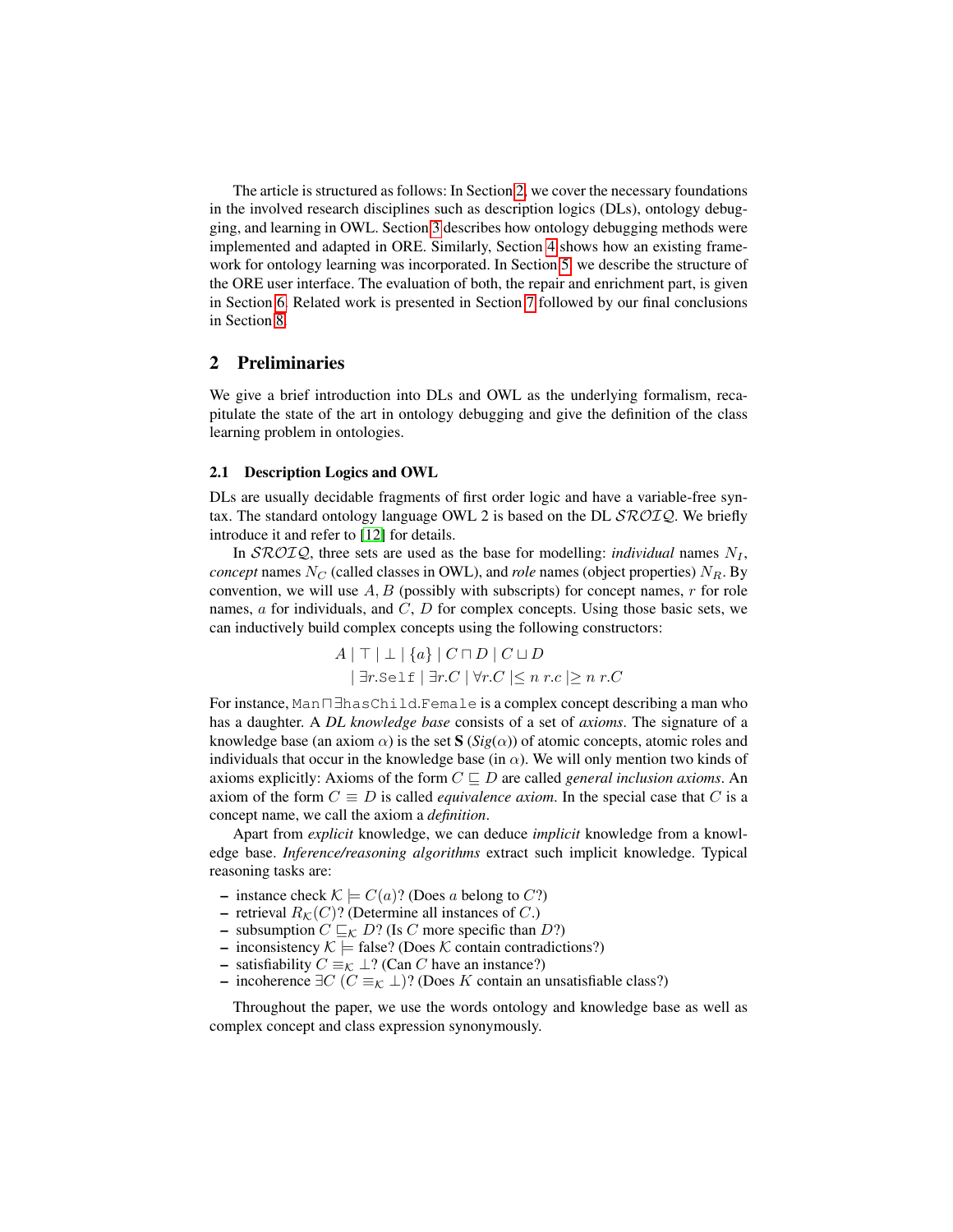The article is structured as follows: In Section 2, we cover the necessary foundations in the involved research disciplines such as description logics (DLs), ontology debugging, and learning in OWL. Section 3 describes how ontology debugging methods were implemented and adapted in ORE. Similarly, Section 4 shows how an existing framework for ontology learning was incorporated. In Section 5, we describe the structure of the ORE user interface. The evaluation of both, the repair and enrichment part, is given in Section 6. Related work is presented in Section 7 followed by our final conclusions in Section 8.

## 2 Preliminaries

We give a brief introduction into DLs and OWL as the underlying formalism, recapitulate the state of the art in ontology debugging and give the definition of the class learning problem in ontologies.

### 2.1 Description Logics and OWL

DLs are usually decidable fragments of first order logic and have a variable-free syntax. The standard ontology language OWL 2 is based on the DL $\mathcal{SROIQ}$. We briefly introduce it and refer to [12] for details.

In $\mathcal{SROIQ}$, three sets are used as the base for modelling: *individual* names $N_I$, *concept* names $N_C$ (called classes in OWL), and *role* names (object properties) $N_R$. By convention, we will use $A, B$ (possibly with subscripts) for concept names, $r$ for role names, $a$ for individuals, and $C$, $D$ for complex concepts. Using those basic sets, we can inductively build complex concepts using the following constructors:

$$A \mid \top \mid \bot \mid \{a\} \mid C \sqcap D \mid C \sqcup D$$
$$\mid \exists r.\texttt{Self} \mid \exists r.C \mid \forall r.C \mid \leq n\ r.c \mid \geq n\ r.C$$

For instance, $\texttt{Man} \sqcap \exists \texttt{hasChild}.\texttt{Female}$ is a complex concept describing a man who has a daughter. A *DL knowledge base* consists of a set of *axioms*. The signature of a knowledge base (an axiom $\alpha$) is the set **S** ($Sig(\alpha)$) of atomic concepts, atomic roles and individuals that occur in the knowledge base (in $\alpha$). We will only mention two kinds of axioms explicitly: Axioms of the form $C \sqsubseteq D$ are called *general inclusion axioms*. An axiom of the form $C \equiv D$ is called *equivalence axiom*. In the special case that $C$ is a concept name, we call the axiom a *definition*.

Apart from *explicit* knowledge, we can deduce *implicit* knowledge from a knowledge base. *Inference/reasoning algorithms* extract such implicit knowledge. Typical reasoning tasks are:

- instance check $\mathcal{K} \models C(a)$? (Does $a$ belong to $C$?)
- retrieval $R_{\mathcal{K}}(C)$? (Determine all instances of $C$.)
- subsumption $C \sqsubseteq_{\mathcal{K}} D$? (Is $C$ more specific than $D$?)
- inconsistency $\mathcal{K} \models$ false? (Does $\mathcal{K}$ contain contradictions?)
- satisfiability $C \equiv_{\mathcal{K}} \bot$? (Can $C$ have an instance?)
- incoherence $\exists C\ (C \equiv_{\mathcal{K}} \bot)$? (Does $K$ contain an unsatisfiable class?)

Throughout the paper, we use the words ontology and knowledge base as well as complex concept and class expression synonymously.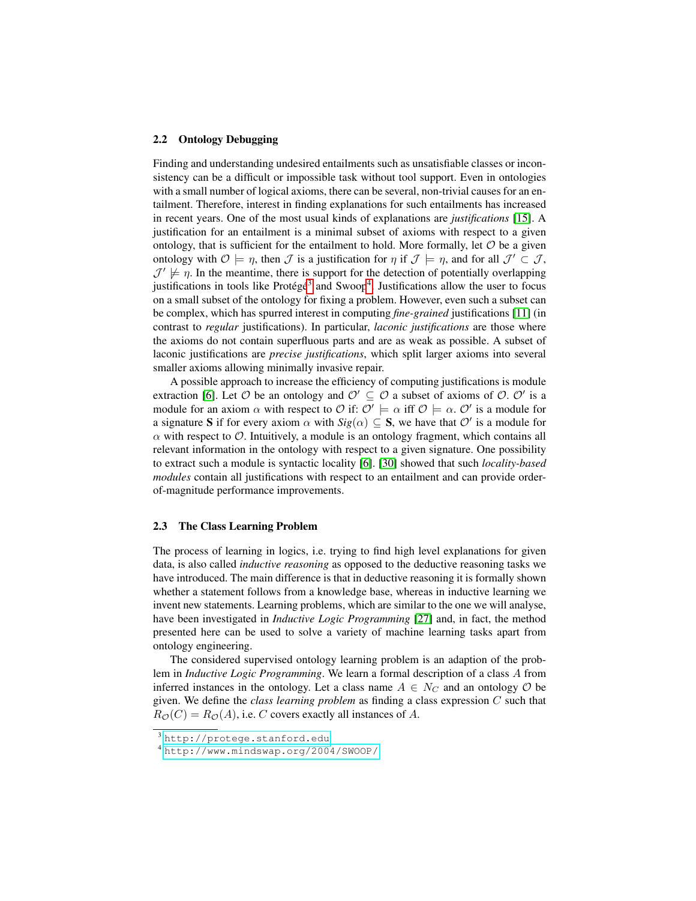### 2.2 Ontology Debugging

Finding and understanding undesired entailments such as unsatisfiable classes or inconsistency can be a difficult or impossible task without tool support. Even in ontologies with a small number of logical axioms, there can be several, non-trivial causes for an entailment. Therefore, interest in finding explanations for such entailments has increased in recent years. One of the most usual kinds of explanations are *justifications* [15]. A justification for an entailment is a minimal subset of axioms with respect to a given ontology, that is sufficient for the entailment to hold. More formally, let $\mathcal{O}$ be a given ontology with $\mathcal{O} \models \eta$, then $\mathcal{J}$ is a justification for $\eta$ if $\mathcal{J} \models \eta$, and for all $\mathcal{J}' \subset \mathcal{J}$, $\mathcal{J}' \not\models \eta$. In the meantime, there is support for the detection of potentially overlapping justifications in tools like Protégé[3] and Swoop[4]. Justifications allow the user to focus on a small subset of the ontology for fixing a problem. However, even such a subset can be complex, which has spurred interest in computing *fine-grained* justifications [11] (in contrast to *regular* justifications). In particular, *laconic justifications* are those where the axioms do not contain superfluous parts and are as weak as possible. A subset of laconic justifications are *precise justifications*, which split larger axioms into several smaller axioms allowing minimally invasive repair.

A possible approach to increase the efficiency of computing justifications is module extraction [6]. Let $\mathcal{O}$ be an ontology and $\mathcal{O}' \subseteq \mathcal{O}$ a subset of axioms of $\mathcal{O}$. $\mathcal{O}'$ is a module for an axiom $\alpha$ with respect to $\mathcal{O}$ if: $\mathcal{O}' \models \alpha$ iff $\mathcal{O} \models \alpha$. $\mathcal{O}'$ is a module for a signature $\mathbf{S}$ if for every axiom $\alpha$ with $Sig(\alpha) \subseteq \mathbf{S}$, we have that $\mathcal{O}'$ is a module for $\alpha$ with respect to $\mathcal{O}$. Intuitively, a module is an ontology fragment, which contains all relevant information in the ontology with respect to a given signature. One possibility to extract such a module is syntactic locality [6]. [30] showed that such *locality-based modules* contain all justifications with respect to an entailment and can provide order-of-magnitude performance improvements.

### 2.3 The Class Learning Problem

The process of learning in logics, i.e. trying to find high level explanations for given data, is also called *inductive reasoning* as opposed to the deductive reasoning tasks we have introduced. The main difference is that in deductive reasoning it is formally shown whether a statement follows from a knowledge base, whereas in inductive learning we invent new statements. Learning problems, which are similar to the one we will analyse, have been investigated in *Inductive Logic Programming* [27] and, in fact, the method presented here can be used to solve a variety of machine learning tasks apart from ontology engineering.

The considered supervised ontology learning problem is an adaption of the problem in *Inductive Logic Programming*. We learn a formal description of a class $A$ from inferred instances in the ontology. Let a class name $A \in N_C$ and an ontology $\mathcal{O}$ be given. We define the *class learning problem* as finding a class expression $C$ such that $R_{\mathcal{O}}(C) = R_{\mathcal{O}}(A)$, i.e. $C$ covers exactly all instances of $A$.

[3] http://protege.stanford.edu

[4] http://www.mindswap.org/2004/SWOOP/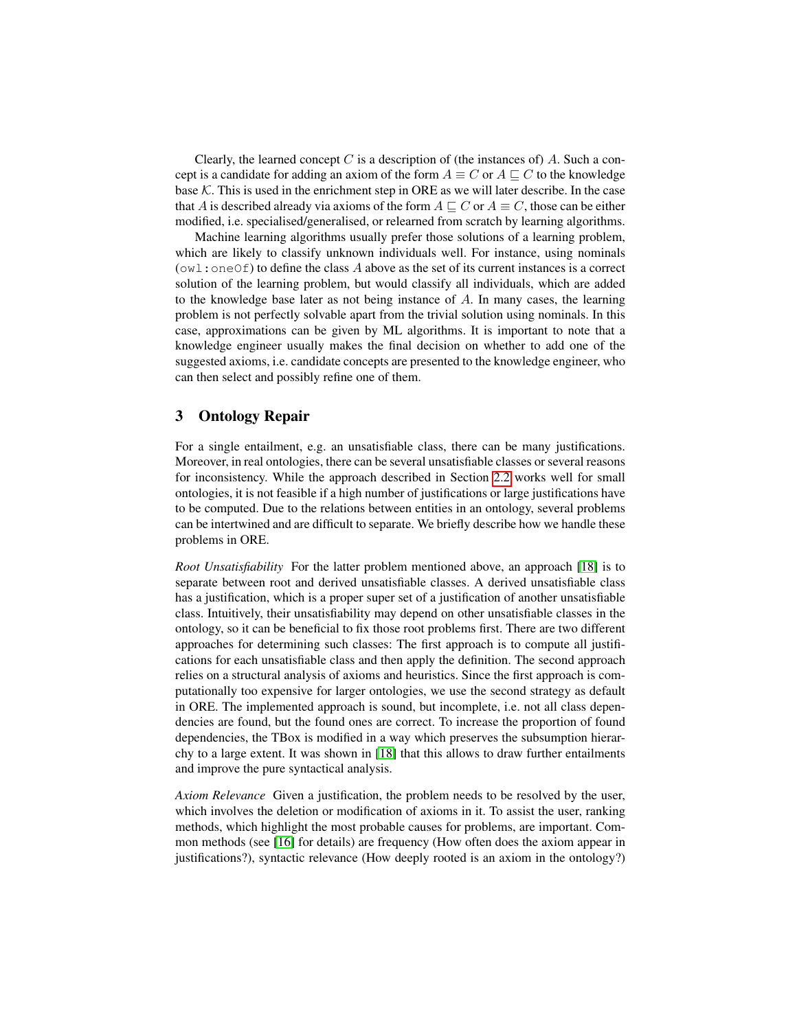Clearly, the learned concept $C$ is a description of (the instances of) $A$. Such a concept is a candidate for adding an axiom of the form $A \equiv C$ or $A \sqsubseteq C$ to the knowledge base $\mathcal{K}$. This is used in the enrichment step in ORE as we will later describe. In the case that $A$ is described already via axioms of the form $A \sqsubseteq C$ or $A \equiv C$, those can be either modified, i.e. specialised/generalised, or relearned from scratch by learning algorithms.

Machine learning algorithms usually prefer those solutions of a learning problem, which are likely to classify unknown individuals well. For instance, using nominals (`owl:oneOf`) to define the class $A$ above as the set of its current instances is a correct solution of the learning problem, but would classify all individuals, which are added to the knowledge base later as not being instance of $A$. In many cases, the learning problem is not perfectly solvable apart from the trivial solution using nominals. In this case, approximations can be given by ML algorithms. It is important to note that a knowledge engineer usually makes the final decision on whether to add one of the suggested axioms, i.e. candidate concepts are presented to the knowledge engineer, who can then select and possibly refine one of them.

## 3 Ontology Repair

For a single entailment, e.g. an unsatisfiable class, there can be many justifications. Moreover, in real ontologies, there can be several unsatisfiable classes or several reasons for inconsistency. While the approach described in Section 2.2 works well for small ontologies, it is not feasible if a high number of justifications or large justifications have to be computed. Due to the relations between entities in an ontology, several problems can be intertwined and are difficult to separate. We briefly describe how we handle these problems in ORE.

*Root Unsatisfiability* For the latter problem mentioned above, an approach [18] is to separate between root and derived unsatisfiable classes. A derived unsatisfiable class has a justification, which is a proper super set of a justification of another unsatisfiable class. Intuitively, their unsatisfiability may depend on other unsatisfiable classes in the ontology, so it can be beneficial to fix those root problems first. There are two different approaches for determining such classes: The first approach is to compute all justifications for each unsatisfiable class and then apply the definition. The second approach relies on a structural analysis of axioms and heuristics. Since the first approach is computationally too expensive for larger ontologies, we use the second strategy as default in ORE. The implemented approach is sound, but incomplete, i.e. not all class dependencies are found, but the found ones are correct. To increase the proportion of found dependencies, the TBox is modified in a way which preserves the subsumption hierarchy to a large extent. It was shown in [18] that this allows to draw further entailments and improve the pure syntactical analysis.

*Axiom Relevance* Given a justification, the problem needs to be resolved by the user, which involves the deletion or modification of axioms in it. To assist the user, ranking methods, which highlight the most probable causes for problems, are important. Common methods (see [16] for details) are frequency (How often does the axiom appear in justifications?), syntactic relevance (How deeply rooted is an axiom in the ontology?)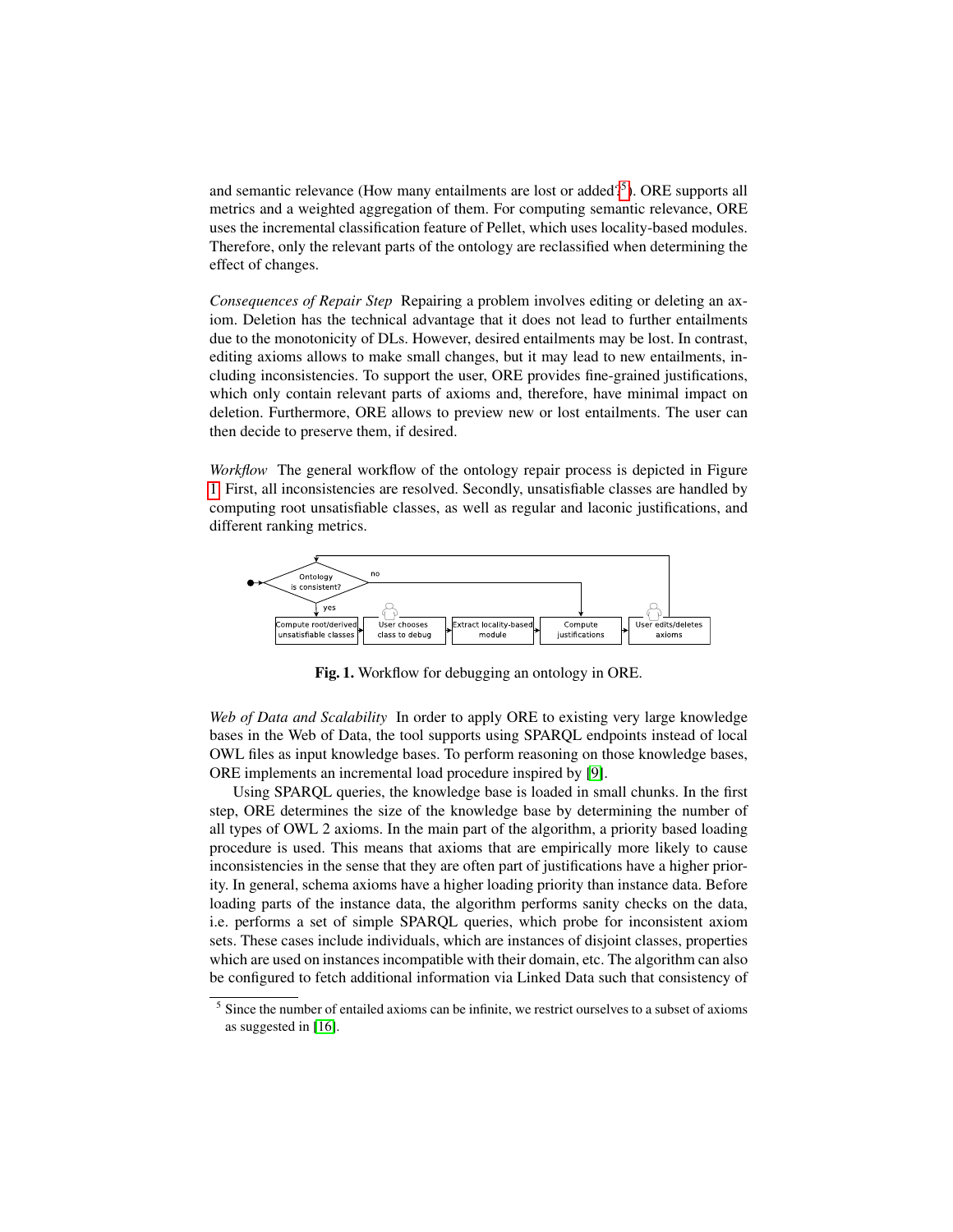and semantic relevance (How many entailments are lost or added?[5]). ORE supports all metrics and a weighted aggregation of them. For computing semantic relevance, ORE uses the incremental classification feature of Pellet, which uses locality-based modules. Therefore, only the relevant parts of the ontology are reclassified when determining the effect of changes.

*Consequences of Repair Step* Repairing a problem involves editing or deleting an axiom. Deletion has the technical advantage that it does not lead to further entailments due to the monotonicity of DLs. However, desired entailments may be lost. In contrast, editing axioms allows to make small changes, but it may lead to new entailments, including inconsistencies. To support the user, ORE provides fine-grained justifications, which only contain relevant parts of axioms and, therefore, have minimal impact on deletion. Furthermore, ORE allows to preview new or lost entailments. The user can then decide to preserve them, if desired.

*Workflow* The general workflow of the ontology repair process is depicted in Figure 1. First, all inconsistencies are resolved. Secondly, unsatisfiable classes are handled by computing root unsatisfiable classes, as well as regular and laconic justifications, and different ranking metrics.

Ontology is consistent?
no
yes
Compute root/derived unsatisfiable classes
User chooses class to debug
Extract locality-based module
Compute justifications
User edits/deletes axioms

**Fig. 1.** Workflow for debugging an ontology in ORE.

*Web of Data and Scalability* In order to apply ORE to existing very large knowledge bases in the Web of Data, the tool supports using SPARQL endpoints instead of local OWL files as input knowledge bases. To perform reasoning on those knowledge bases, ORE implements an incremental load procedure inspired by [9].

Using SPARQL queries, the knowledge base is loaded in small chunks. In the first step, ORE determines the size of the knowledge base by determining the number of all types of OWL 2 axioms. In the main part of the algorithm, a priority based loading procedure is used. This means that axioms that are empirically more likely to cause inconsistencies in the sense that they are often part of justifications have a higher priority. In general, schema axioms have a higher loading priority than instance data. Before loading parts of the instance data, the algorithm performs sanity checks on the data, i.e. performs a set of simple SPARQL queries, which probe for inconsistent axiom sets. These cases include individuals, which are instances of disjoint classes, properties which are used on instances incompatible with their domain, etc. The algorithm can also be configured to fetch additional information via Linked Data such that consistency of

[5] Since the number of entailed axioms can be infinite, we restrict ourselves to a subset of axioms as suggested in [16].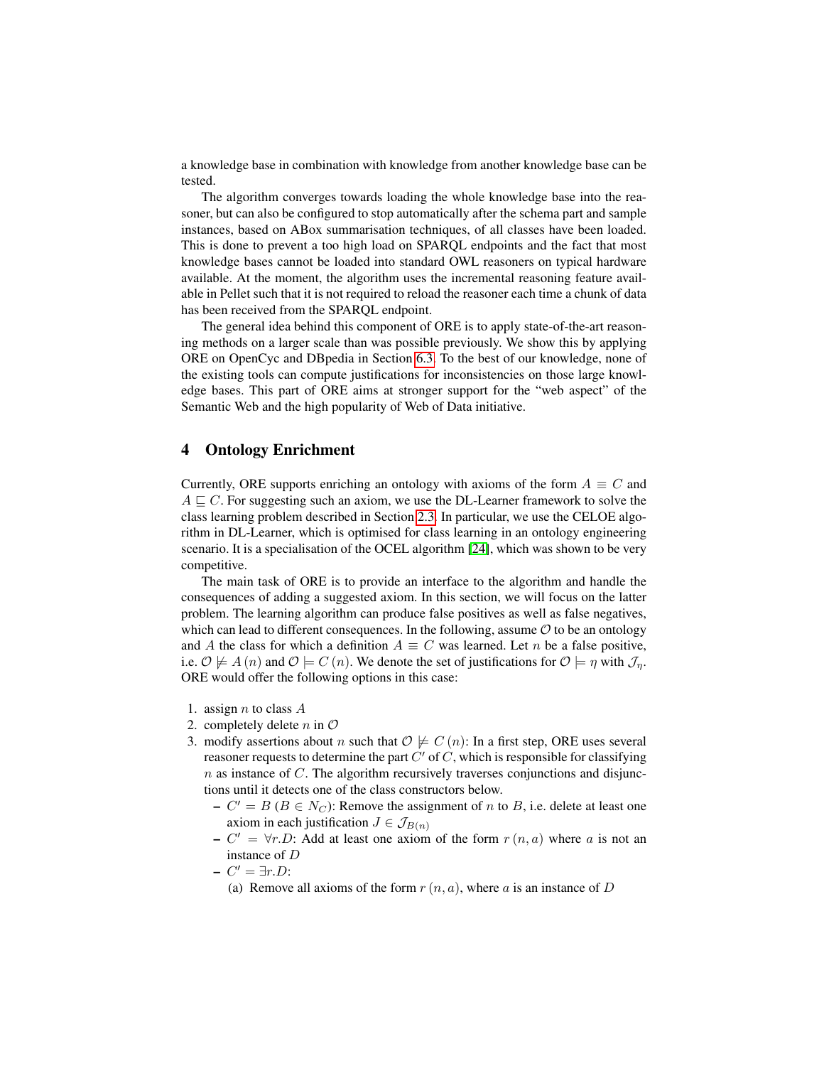a knowledge base in combination with knowledge from another knowledge base can be tested.

The algorithm converges towards loading the whole knowledge base into the reasoner, but can also be configured to stop automatically after the schema part and sample instances, based on ABox summarisation techniques, of all classes have been loaded. This is done to prevent a too high load on SPARQL endpoints and the fact that most knowledge bases cannot be loaded into standard OWL reasoners on typical hardware available. At the moment, the algorithm uses the incremental reasoning feature available in Pellet such that it is not required to reload the reasoner each time a chunk of data has been received from the SPARQL endpoint.

The general idea behind this component of ORE is to apply state-of-the-art reasoning methods on a larger scale than was possible previously. We show this by applying ORE on OpenCyc and DBpedia in Section 6.3. To the best of our knowledge, none of the existing tools can compute justifications for inconsistencies on those large knowledge bases. This part of ORE aims at stronger support for the "web aspect" of the Semantic Web and the high popularity of Web of Data initiative.

## 4 Ontology Enrichment

Currently, ORE supports enriching an ontology with axioms of the form $A \equiv C$ and $A \sqsubseteq C$. For suggesting such an axiom, we use the DL-Learner framework to solve the class learning problem described in Section 2.3. In particular, we use the CELOE algorithm in DL-Learner, which is optimised for class learning in an ontology engineering scenario. It is a specialisation of the OCEL algorithm [24], which was shown to be very competitive.

The main task of ORE is to provide an interface to the algorithm and handle the consequences of adding a suggested axiom. In this section, we will focus on the latter problem. The learning algorithm can produce false positives as well as false negatives, which can lead to different consequences. In the following, assume $\mathcal{O}$ to be an ontology and $A$ the class for which a definition $A \equiv C$ was learned. Let $n$ be a false positive, i.e. $\mathcal{O} \not\models A(n)$ and $\mathcal{O} \models C(n)$. We denote the set of justifications for $\mathcal{O} \models \eta$ with $\mathcal{J}_\eta$. ORE would offer the following options in this case:

1. assign $n$ to class $A$
2. completely delete $n$ in $\mathcal{O}$
3. modify assertions about $n$ such that $\mathcal{O} \not\models C(n)$: In a first step, ORE uses several reasoner requests to determine the part $C'$ of $C$, which is responsible for classifying $n$ as instance of $C$. The algorithm recursively traverses conjunctions and disjunctions until it detects one of the class constructors below.
   - $C' = B$ ($B \in N_C$): Remove the assignment of $n$ to $B$, i.e. delete at least one axiom in each justification $J \in \mathcal{J}_{B(n)}$
   - $C' = \forall r.D$: Add at least one axiom of the form $r(n, a)$ where $a$ is not an instance of $D$
   - $C' = \exists r.D$:
     (a) Remove all axioms of the form $r(n, a)$, where $a$ is an instance of $D$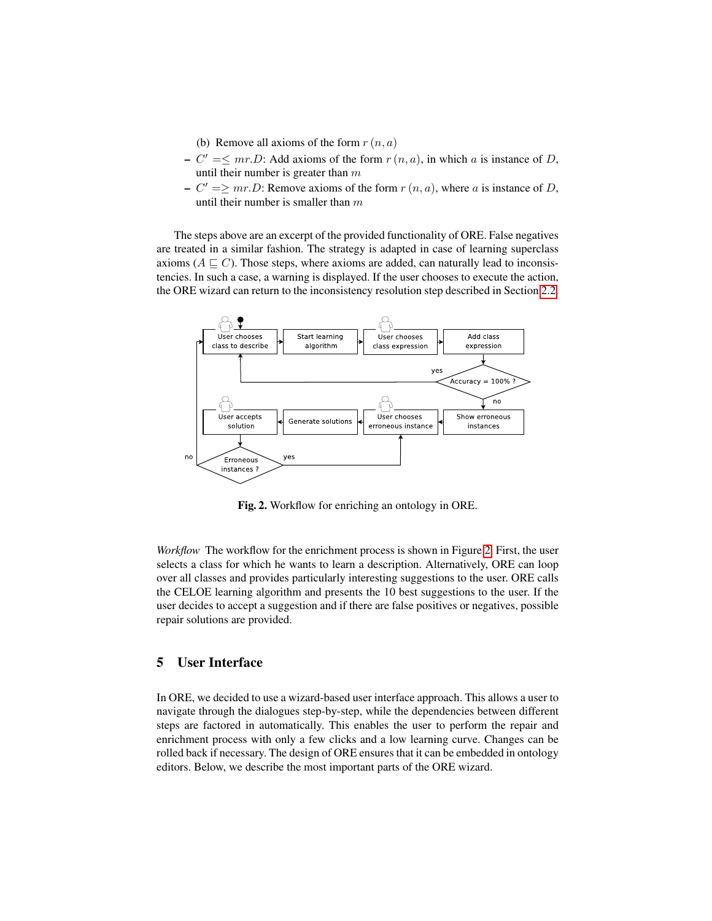(b) Remove all axioms of the form $r(n, a)$

- $C' = \leq mr.D$: Add axioms of the form $r(n, a)$, in which $a$ is instance of $D$, until their number is greater than $m$
- $C' = \geq mr.D$: Remove axioms of the form $r(n, a)$, where $a$ is instance of $D$, until their number is smaller than $m$

The steps above are an excerpt of the provided functionality of ORE. False negatives are treated in a similar fashion. The strategy is adapted in case of learning superclass axioms ($A \sqsubseteq C$). Those steps, where axioms are added, can naturally lead to inconsistencies. In such a case, a warning is displayed. If the user chooses to execute the action, the ORE wizard can return to the inconsistency resolution step described in Section 2.2.

**Fig. 2.** Workflow for enriching an ontology in ORE.

*Workflow* The workflow for the enrichment process is shown in Figure 2. First, the user selects a class for which he wants to learn a description. Alternatively, ORE can loop over all classes and provides particularly interesting suggestions to the user. ORE calls the CELOE learning algorithm and presents the 10 best suggestions to the user. If the user decides to accept a suggestion and if there are false positives or negatives, possible repair solutions are provided.

## 5 User Interface

In ORE, we decided to use a wizard-based user interface approach. This allows a user to navigate through the dialogues step-by-step, while the dependencies between different steps are factored in automatically. This enables the user to perform the repair and enrichment process with only a few clicks and a low learning curve. Changes can be rolled back if necessary. The design of ORE ensures that it can be embedded in ontology editors. Below, we describe the most important parts of the ORE wizard.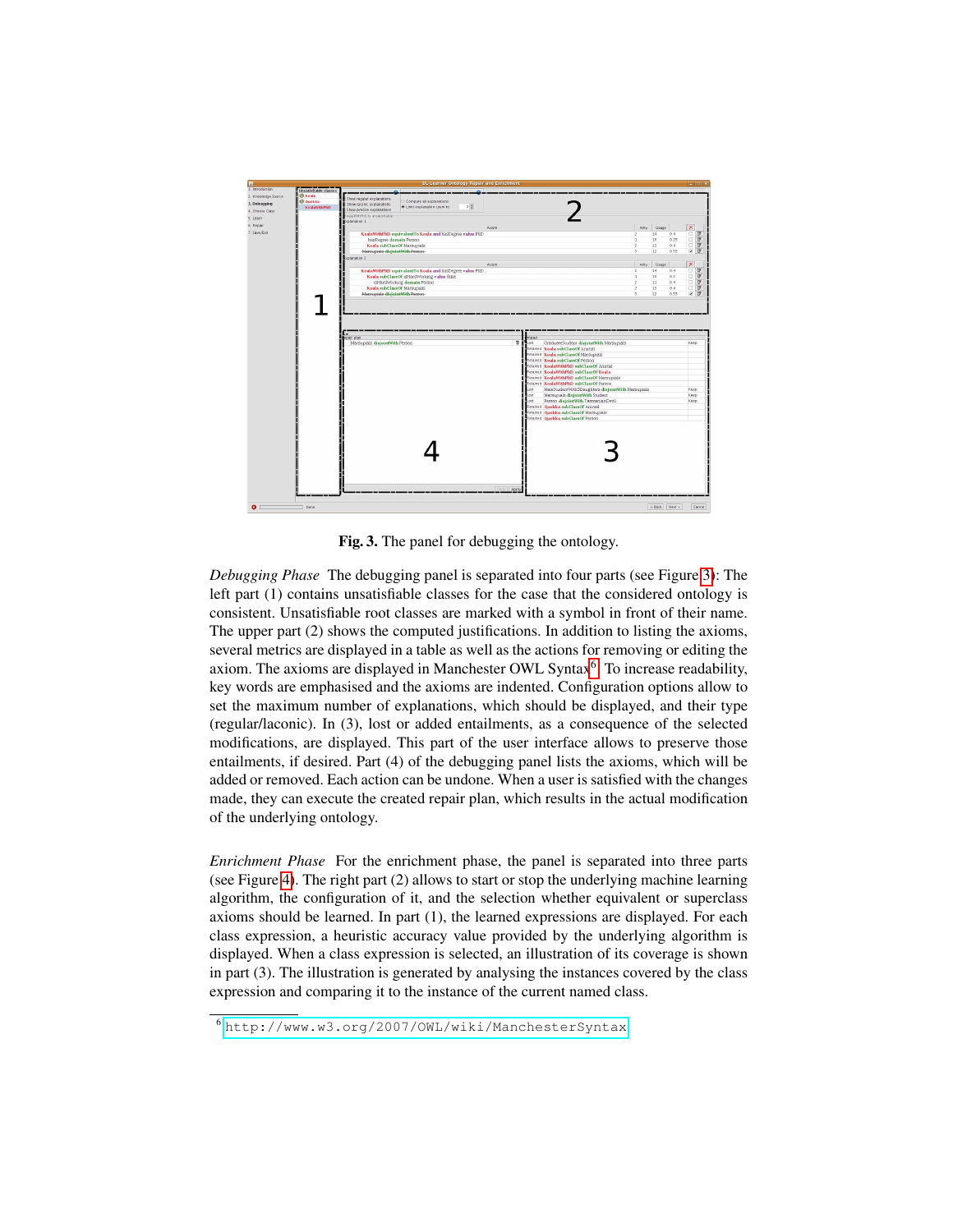Fig. 3. The panel for debugging the ontology.

*Debugging Phase* The debugging panel is separated into four parts (see Figure 3): The left part (1) contains unsatisfiable classes for the case that the considered ontology is consistent. Unsatisfiable root classes are marked with a symbol in front of their name. The upper part (2) shows the computed justifications. In addition to listing the axioms, several metrics are displayed in a table as well as the actions for removing or editing the axiom. The axioms are displayed in Manchester OWL Syntax[6]. To increase readability, key words are emphasised and the axioms are indented. Configuration options allow to set the maximum number of explanations, which should be displayed, and their type (regular/laconic). In (3), lost or added entailments, as a consequence of the selected modifications, are displayed. This part of the user interface allows to preserve those entailments, if desired. Part (4) of the debugging panel lists the axioms, which will be added or removed. Each action can be undone. When a user is satisfied with the changes made, they can execute the created repair plan, which results in the actual modification of the underlying ontology.

*Enrichment Phase* For the enrichment phase, the panel is separated into three parts (see Figure 4). The right part (2) allows to start or stop the underlying machine learning algorithm, the configuration of it, and the selection whether equivalent or superclass axioms should be learned. In part (1), the learned expressions are displayed. For each class expression, a heuristic accuracy value provided by the underlying algorithm is displayed. When a class expression is selected, an illustration of its coverage is shown in part (3). The illustration is generated by analysing the instances covered by the class expression and comparing it to the instance of the current named class.

[6] http://www.w3.org/2007/OWL/wiki/ManchesterSyntax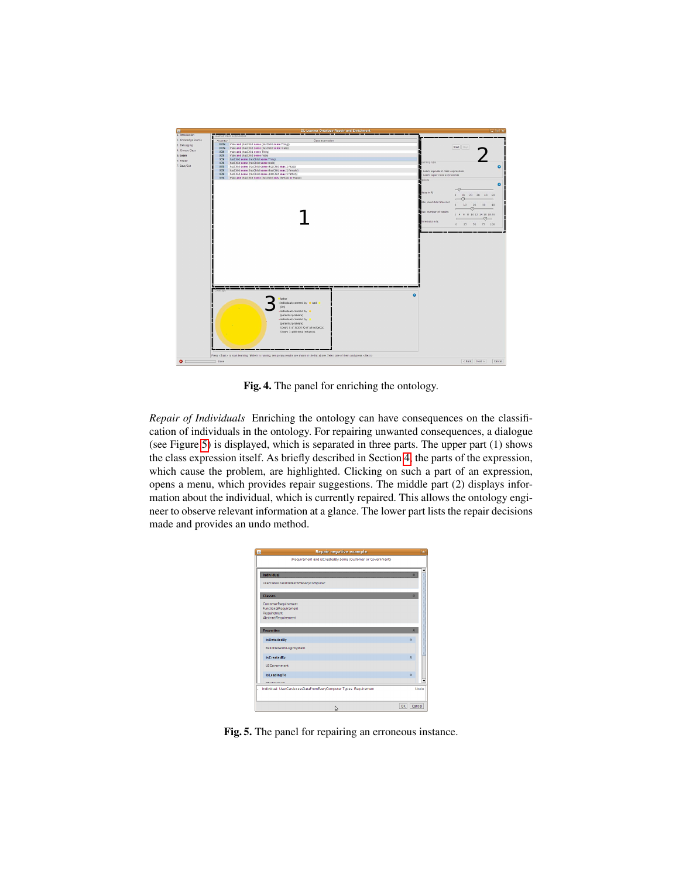**Fig. 4.** The panel for enriching the ontology.

*Repair of Individuals* Enriching the ontology can have consequences on the classification of individuals in the ontology. For repairing unwanted consequences, a dialogue (see Figure 5) is displayed, which is separated in three parts. The upper part (1) shows the class expression itself. As briefly described in Section 4, the parts of the expression, which cause the problem, are highlighted. Clicking on such a part of an expression, opens a menu, which provides repair suggestions. The middle part (2) displays information about the individual, which is currently repaired. This allows the ontology engineer to observe relevant information at a glance. The lower part lists the repair decisions made and provides an undo method.

**Fig. 5.** The panel for repairing an erroneous instance.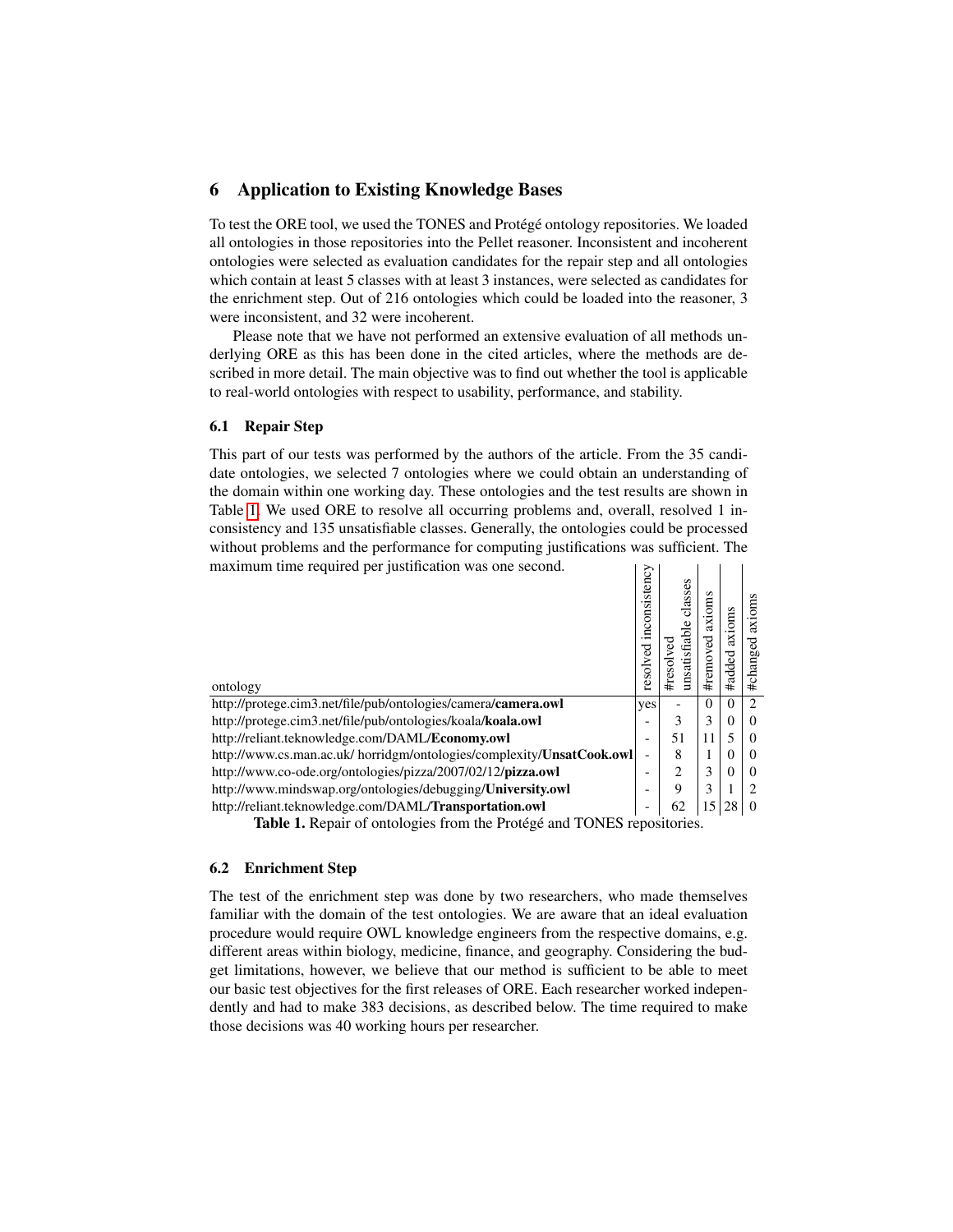## 6 Application to Existing Knowledge Bases

To test the ORE tool, we used the TONES and Protégé ontology repositories. We loaded all ontologies in those repositories into the Pellet reasoner. Inconsistent and incoherent ontologies were selected as evaluation candidates for the repair step and all ontologies which contain at least 5 classes with at least 3 instances, were selected as candidates for the enrichment step. Out of 216 ontologies which could be loaded into the reasoner, 3 were inconsistent, and 32 were incoherent.

Please note that we have not performed an extensive evaluation of all methods underlying ORE as this has been done in the cited articles, where the methods are described in more detail. The main objective was to find out whether the tool is applicable to real-world ontologies with respect to usability, performance, and stability.

### 6.1 Repair Step

This part of our tests was performed by the authors of the article. From the 35 candidate ontologies, we selected 7 ontologies where we could obtain an understanding of the domain within one working day. These ontologies and the test results are shown in Table 1. We used ORE to resolve all occurring problems and, overall, resolved 1 inconsistency and 135 unsatisfiable classes. Generally, the ontologies could be processed without problems and the performance for computing justifications was sufficient. The maximum time required per justification was one second.

| ontology | resolved inconsistency | #resolved unsatisfiable classes | #removed axioms | #added axioms | #changed axioms |
|---|---|---|---|---|---|
| http://protege.cim3.net/file/pub/ontologies/camera/**camera.owl** | yes | - | 0 | 0 | 2 |
| http://protege.cim3.net/file/pub/ontologies/koala/**koala.owl** | - | 3 | 3 | 0 | 0 |
| http://reliant.teknowledge.com/DAML/**Economy.owl** | - | 51 | 11 | 5 | 0 |
| http://www.cs.man.ac.uk/ horridgm/ontologies/complexity/**UnsatCook.owl** | - | 8 | 1 | 0 | 0 |
| http://www.co-ode.org/ontologies/pizza/2007/02/12/**pizza.owl** | - | 2 | 3 | 0 | 0 |
| http://www.mindswap.org/ontologies/debugging/**University.owl** | - | 9 | 3 | 1 | 2 |
| http://reliant.teknowledge.com/DAML/**Transportation.owl** | - | 62 | 15 | 28 | 0 |

**Table 1.** Repair of ontologies from the Protégé and TONES repositories.

### 6.2 Enrichment Step

The test of the enrichment step was done by two researchers, who made themselves familiar with the domain of the test ontologies. We are aware that an ideal evaluation procedure would require OWL knowledge engineers from the respective domains, e.g. different areas within biology, medicine, finance, and geography. Considering the budget limitations, however, we believe that our method is sufficient to be able to meet our basic test objectives for the first releases of ORE. Each researcher worked independently and had to make 383 decisions, as described below. The time required to make those decisions was 40 working hours per researcher.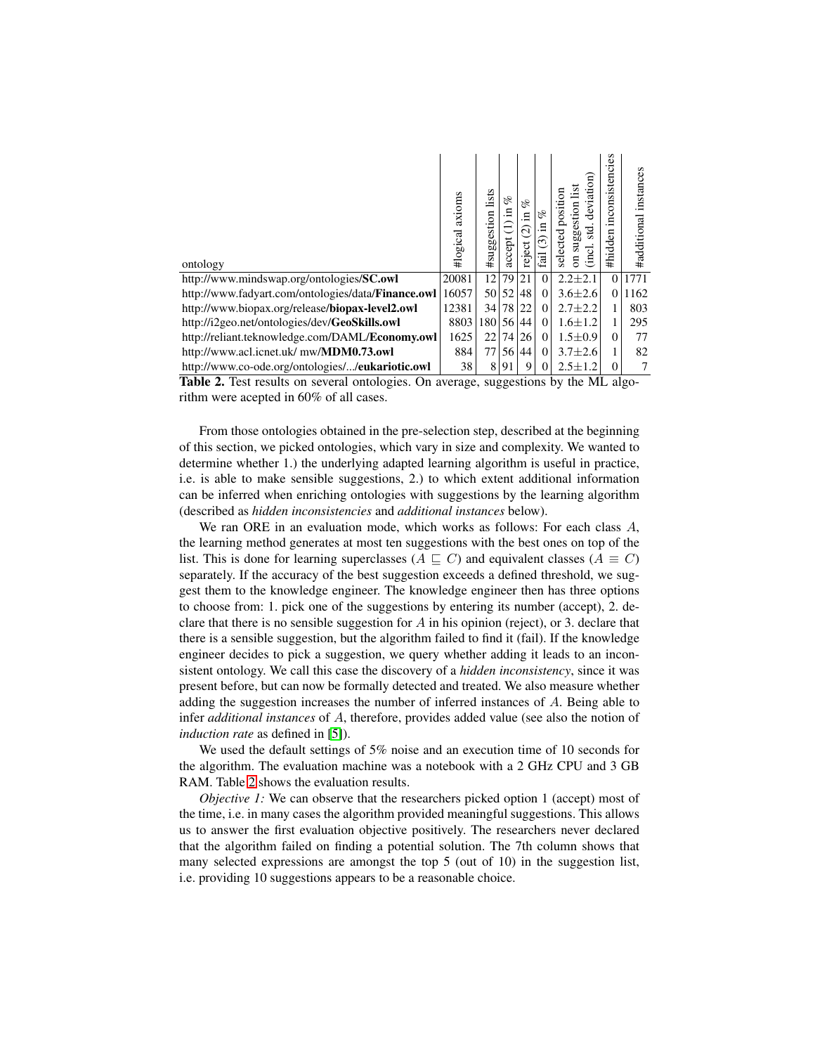| ontology | #logical axioms | #suggestion lists | accept (1) in % | reject (2) in % | fail (3) in % | selected position on suggestion list (incl. std. deviation) | #hidden inconsistencies | #additional instances |
|---|---|---|---|---|---|---|---|---|
| http://www.mindswap.org/ontologies/**SC.owl** | 20081 | 12 | 79 | 21 | 0 | 2.2±2.1 | 0 | 1771 |
| http://www.fadyart.com/ontologies/data/**Finance.owl** | 16057 | 50 | 52 | 48 | 0 | 3.6±2.6 | 0 | 1162 |
| http://www.biopax.org/release/**biopax-level2.owl** | 12381 | 34 | 78 | 22 | 0 | 2.7±2.2 | 1 | 803 |
| http://i2geo.net/ontologies/dev/**GeoSkills.owl** | 8803 | 180 | 56 | 44 | 0 | 1.6±1.2 | 1 | 295 |
| http://reliant.teknowledge.com/DAML/**Economy.owl** | 1625 | 22 | 74 | 26 | 0 | 1.5±0.9 | 0 | 77 |
| http://www.acl.icnet.uk/ mw/**MDM0.73.owl** | 884 | 77 | 56 | 44 | 0 | 3.7±2.6 | 1 | 82 |
| http://www.co-ode.org/ontologies/.../**eukariotic.owl** | 38 | 8 | 91 | 9 | 0 | 2.5±1.2 | 0 | 7 |

**Table 2.** Test results on several ontologies. On average, suggestions by the ML algorithm were acepted in 60% of all cases.

From those ontologies obtained in the pre-selection step, described at the beginning of this section, we picked ontologies, which vary in size and complexity. We wanted to determine whether 1.) the underlying adapted learning algorithm is useful in practice, i.e. is able to make sensible suggestions, 2.) to which extent additional information can be inferred when enriching ontologies with suggestions by the learning algorithm (described as *hidden inconsistencies* and *additional instances* below).

We ran ORE in an evaluation mode, which works as follows: For each class $A$, the learning method generates at most ten suggestions with the best ones on top of the list. This is done for learning superclasses ($A \sqsubseteq C$) and equivalent classes ($A \equiv C$) separately. If the accuracy of the best suggestion exceeds a defined threshold, we suggest them to the knowledge engineer. The knowledge engineer then has three options to choose from: 1. pick one of the suggestions by entering its number (accept), 2. declare that there is no sensible suggestion for $A$ in his opinion (reject), or 3. declare that there is a sensible suggestion, but the algorithm failed to find it (fail). If the knowledge engineer decides to pick a suggestion, we query whether adding it leads to an inconsistent ontology. We call this case the discovery of a *hidden inconsistency*, since it was present before, but can now be formally detected and treated. We also measure whether adding the suggestion increases the number of inferred instances of $A$. Being able to infer *additional instances* of $A$, therefore, provides added value (see also the notion of *induction rate* as defined in [5]).

We used the default settings of 5% noise and an execution time of 10 seconds for the algorithm. The evaluation machine was a notebook with a 2 GHz CPU and 3 GB RAM. Table 2 shows the evaluation results.

*Objective 1:* We can observe that the researchers picked option 1 (accept) most of the time, i.e. in many cases the algorithm provided meaningful suggestions. This allows us to answer the first evaluation objective positively. The researchers never declared that the algorithm failed on finding a potential solution. The 7th column shows that many selected expressions are amongst the top 5 (out of 10) in the suggestion list, i.e. providing 10 suggestions appears to be a reasonable choice.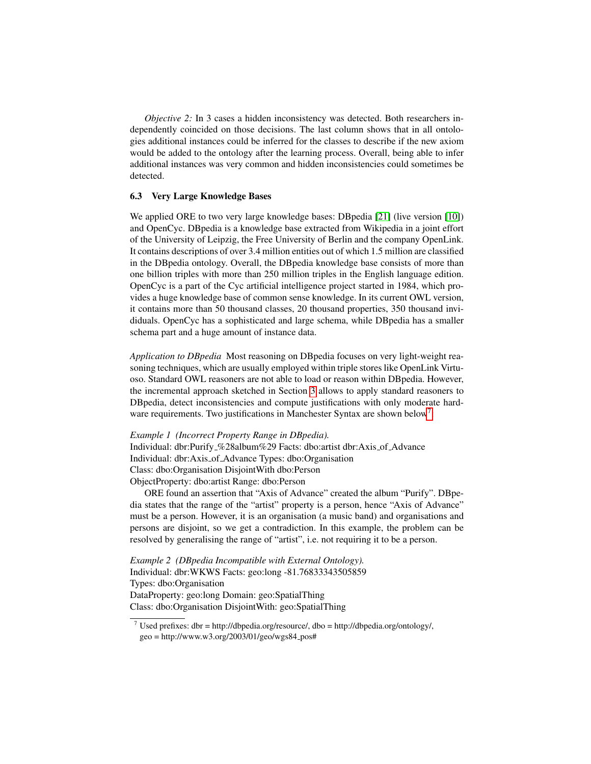*Objective 2:* In 3 cases a hidden inconsistency was detected. Both researchers independently coincided on those decisions. The last column shows that in all ontologies additional instances could be inferred for the classes to describe if the new axiom would be added to the ontology after the learning process. Overall, being able to infer additional instances was very common and hidden inconsistencies could sometimes be detected.

### 6.3 Very Large Knowledge Bases

We applied ORE to two very large knowledge bases: DBpedia [21] (live version [10]) and OpenCyc. DBpedia is a knowledge base extracted from Wikipedia in a joint effort of the University of Leipzig, the Free University of Berlin and the company OpenLink. It contains descriptions of over 3.4 million entities out of which 1.5 million are classified in the DBpedia ontology. Overall, the DBpedia knowledge base consists of more than one billion triples with more than 250 million triples in the English language edition. OpenCyc is a part of the Cyc artificial intelligence project started in 1984, which provides a huge knowledge base of common sense knowledge. In its current OWL version, it contains more than 50 thousand classes, 20 thousand properties, 350 thousand invividuals. OpenCyc has a sophisticated and large schema, while DBpedia has a smaller schema part and a huge amount of instance data.

*Application to DBpedia* Most reasoning on DBpedia focuses on very light-weight reasoning techniques, which are usually employed within triple stores like OpenLink Virtuoso. Standard OWL reasoners are not able to load or reason within DBpedia. However, the incremental approach sketched in Section 3 allows to apply standard reasoners to DBpedia, detect inconsistencies and compute justifications with only moderate hardware requirements. Two justifications in Manchester Syntax are shown below[7].

*Example 1 (Incorrect Property Range in DBpedia).*
Individual: dbr:Purify_%28album%29 Facts: dbo:artist dbr:Axis_of_Advance
Individual: dbr:Axis_of_Advance Types: dbo:Organisation
Class: dbo:Organisation DisjointWith dbo:Person
ObjectProperty: dbo:artist Range: dbo:Person

ORE found an assertion that "Axis of Advance" created the album "Purify". DBpedia states that the range of the "artist" property is a person, hence "Axis of Advance" must be a person. However, it is an organisation (a music band) and organisations and persons are disjoint, so we get a contradiction. In this example, the problem can be resolved by generalising the range of "artist", i.e. not requiring it to be a person.

*Example 2 (DBpedia Incompatible with External Ontology).*
Individual: dbr:WKWS Facts: geo:long -81.76833343505859
Types: dbo:Organisation
DataProperty: geo:long Domain: geo:SpatialThing
Class: dbo:Organisation DisjointWith: geo:SpatialThing

[7] Used prefixes: dbr = http://dbpedia.org/resource/, dbo = http://dbpedia.org/ontology/, geo = http://www.w3.org/2003/01/geo/wgs84_pos#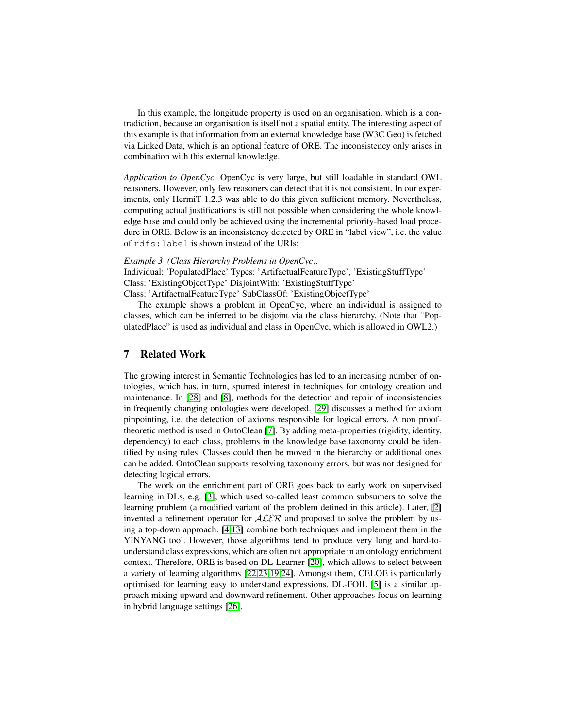In this example, the longitude property is used on an organisation, which is a contradiction, because an organisation is itself not a spatial entity. The interesting aspect of this example is that information from an external knowledge base (W3C Geo) is fetched via Linked Data, which is an optional feature of ORE. The inconsistency only arises in combination with this external knowledge.

*Application to OpenCyc* OpenCyc is very large, but still loadable in standard OWL reasoners. However, only few reasoners can detect that it is not consistent. In our experiments, only HermiT 1.2.3 was able to do this given sufficient memory. Nevertheless, computing actual justifications is still not possible when considering the whole knowledge base and could only be achieved using the incremental priority-based load procedure in ORE. Below is an inconsistency detected by ORE in "label view", i.e. the value of `rdfs:label` is shown instead of the URIs:

*Example 3 (Class Hierarchy Problems in OpenCyc).*
Individual: 'PopulatedPlace' Types: 'ArtifactualFeatureType', 'ExistingStuffType'
Class: 'ExistingObjectType' DisjointWith: 'ExistingStuffType'
Class: 'ArtifactualFeatureType' SubClassOf: 'ExistingObjectType'

The example shows a problem in OpenCyc, where an individual is assigned to classes, which can be inferred to be disjoint via the class hierarchy. (Note that "PopulatedPlace" is used as individual and class in OpenCyc, which is allowed in OWL2.)

## 7 Related Work

The growing interest in Semantic Technologies has led to an increasing number of ontologies, which has, in turn, spurred interest in techniques for ontology creation and maintenance. In [28] and [8], methods for the detection and repair of inconsistencies in frequently changing ontologies were developed. [29] discusses a method for axiom pinpointing, i.e. the detection of axioms responsible for logical errors. A non proof-theoretic method is used in OntoClean [7]. By adding meta-properties (rigidity, identity, dependency) to each class, problems in the knowledge base taxonomy could be identified by using rules. Classes could then be moved in the hierarchy or additional ones can be added. OntoClean supports resolving taxonomy errors, but was not designed for detecting logical errors.

The work on the enrichment part of ORE goes back to early work on supervised learning in DLs, e.g. [3], which used so-called least common subsumers to solve the learning problem (a modified variant of the problem defined in this article). Later, [2] invented a refinement operator for $\mathcal{ALER}$ and proposed to solve the problem by using a top-down approach. [4,13] combine both techniques and implement them in the YINYANG tool. However, those algorithms tend to produce very long and hard-to-understand class expressions, which are often not appropriate in an ontology enrichment context. Therefore, ORE is based on DL-Learner [20], which allows to select between a variety of learning algorithms [22,23,19,24]. Amongst them, CELOE is particularly optimised for learning easy to understand expressions. DL-FOIL [5] is a similar approach mixing upward and downward refinement. Other approaches focus on learning in hybrid language settings [26].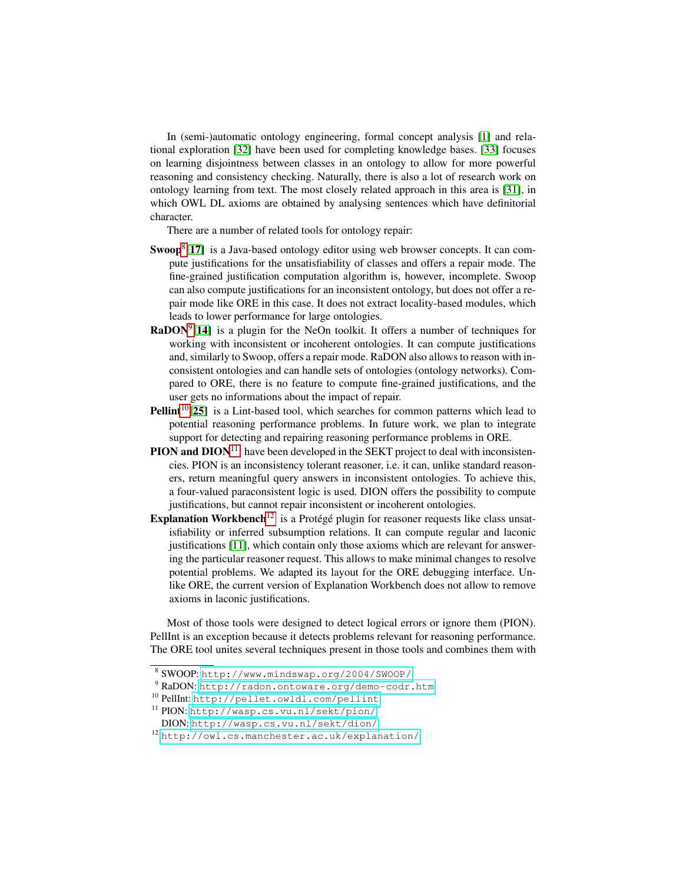In (semi-)automatic ontology engineering, formal concept analysis [1] and relational exploration [32] have been used for completing knowledge bases. [33] focuses on learning disjointness between classes in an ontology to allow for more powerful reasoning and consistency checking. Naturally, there is also a lot of research work on ontology learning from text. The most closely related approach in this area is [31], in which OWL DL axioms are obtained by analysing sentences which have definitorial character.

There are a number of related tools for ontology repair:

**Swoop**[8][17] is a Java-based ontology editor using web browser concepts. It can compute justifications for the unsatisfiability of classes and offers a repair mode. The fine-grained justification computation algorithm is, however, incomplete. Swoop can also compute justifications for an inconsistent ontology, but does not offer a repair mode like ORE in this case. It does not extract locality-based modules, which leads to lower performance for large ontologies.

**RaDON**[9][14] is a plugin for the NeOn toolkit. It offers a number of techniques for working with inconsistent or incoherent ontologies. It can compute justifications and, similarly to Swoop, offers a repair mode. RaDON also allows to reason with inconsistent ontologies and can handle sets of ontologies (ontology networks). Compared to ORE, there is no feature to compute fine-grained justifications, and the user gets no informations about the impact of repair.

**Pellint**[10][25] is a Lint-based tool, which searches for common patterns which lead to potential reasoning performance problems. In future work, we plan to integrate support for detecting and repairing reasoning performance problems in ORE.

**PION and DION**[11] have been developed in the SEKT project to deal with inconsistencies. PION is an inconsistency tolerant reasoner, i.e. it can, unlike standard reasoners, return meaningful query answers in inconsistent ontologies. To achieve this, a four-valued paraconsistent logic is used. DION offers the possibility to compute justifications, but cannot repair inconsistent or incoherent ontologies.

**Explanation Workbench**[12] is a Protégé plugin for reasoner requests like class unsatisfiability or inferred subsumption relations. It can compute regular and laconic justifications [11], which contain only those axioms which are relevant for answering the particular reasoner request. This allows to make minimal changes to resolve potential problems. We adapted its layout for the ORE debugging interface. Unlike ORE, the current version of Explanation Workbench does not allow to remove axioms in laconic justifications.

Most of those tools were designed to detect logical errors or ignore them (PION). PellInt is an exception because it detects problems relevant for reasoning performance. The ORE tool unites several techniques present in those tools and combines them with

---

[8] SWOOP: http://www.mindswap.org/2004/SWOOP/

[9] RaDON: http://radon.ontoware.org/demo-codr.htm

[10] PellInt: http://pellet.owldl.com/pellint

[11] PION: http://wasp.cs.vu.nl/sekt/pion/  
DION: http://wasp.cs.vu.nl/sekt/dion/

[12] http://owl.cs.manchester.ac.uk/explanation/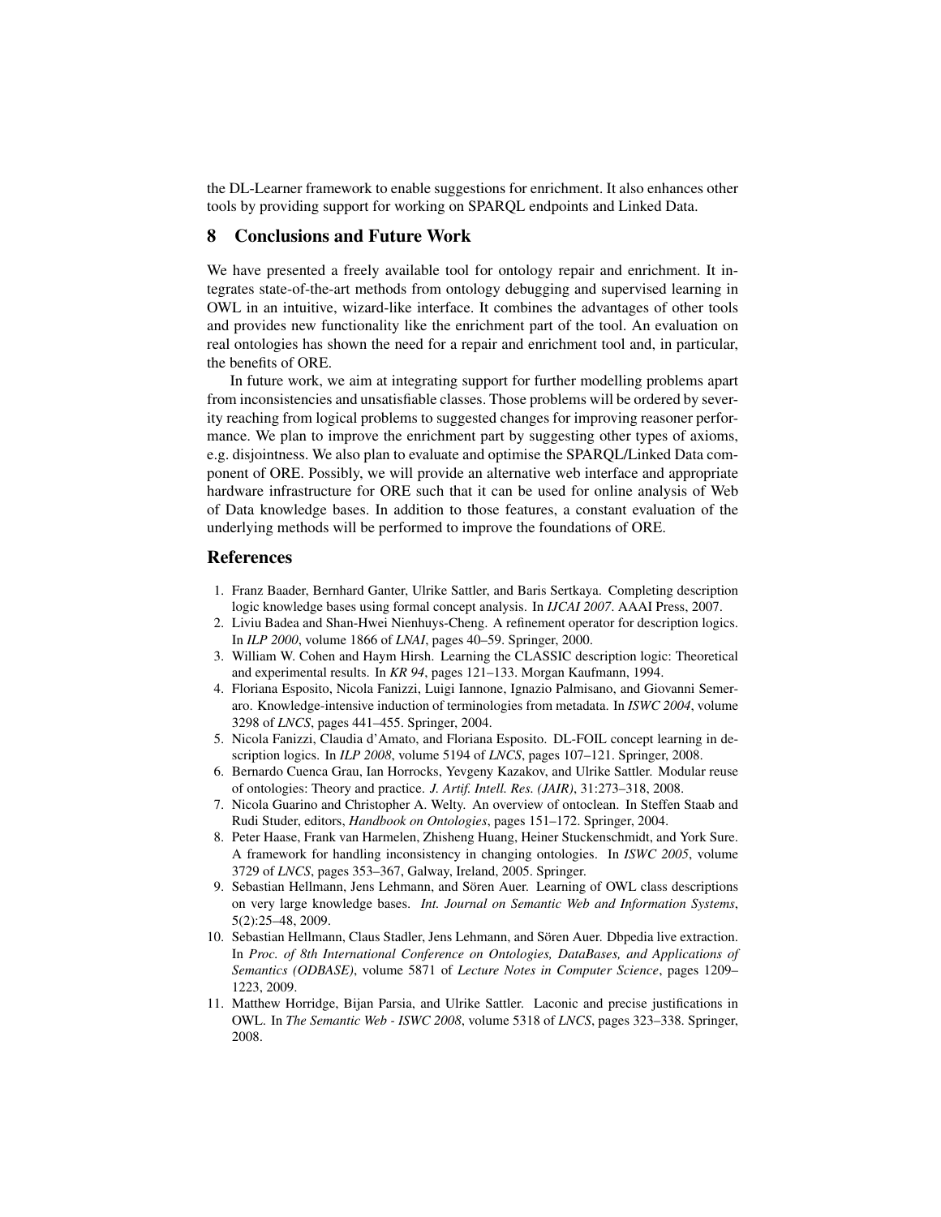the DL-Learner framework to enable suggestions for enrichment. It also enhances other tools by providing support for working on SPARQL endpoints and Linked Data.

## 8 Conclusions and Future Work

We have presented a freely available tool for ontology repair and enrichment. It integrates state-of-the-art methods from ontology debugging and supervised learning in OWL in an intuitive, wizard-like interface. It combines the advantages of other tools and provides new functionality like the enrichment part of the tool. An evaluation on real ontologies has shown the need for a repair and enrichment tool and, in particular, the benefits of ORE.

In future work, we aim at integrating support for further modelling problems apart from inconsistencies and unsatisfiable classes. Those problems will be ordered by severity reaching from logical problems to suggested changes for improving reasoner performance. We plan to improve the enrichment part by suggesting other types of axioms, e.g. disjointness. We also plan to evaluate and optimise the SPARQL/Linked Data component of ORE. Possibly, we will provide an alternative web interface and appropriate hardware infrastructure for ORE such that it can be used for online analysis of Web of Data knowledge bases. In addition to those features, a constant evaluation of the underlying methods will be performed to improve the foundations of ORE.

## References

1. Franz Baader, Bernhard Ganter, Ulrike Sattler, and Baris Sertkaya. Completing description logic knowledge bases using formal concept analysis. In *IJCAI 2007*. AAAI Press, 2007.
2. Liviu Badea and Shan-Hwei Nienhuys-Cheng. A refinement operator for description logics. In *ILP 2000*, volume 1866 of *LNAI*, pages 40–59. Springer, 2000.
3. William W. Cohen and Haym Hirsh. Learning the CLASSIC description logic: Theoretical and experimental results. In *KR 94*, pages 121–133. Morgan Kaufmann, 1994.
4. Floriana Esposito, Nicola Fanizzi, Luigi Iannone, Ignazio Palmisano, and Giovanni Semeraro. Knowledge-intensive induction of terminologies from metadata. In *ISWC 2004*, volume 3298 of *LNCS*, pages 441–455. Springer, 2004.
5. Nicola Fanizzi, Claudia d'Amato, and Floriana Esposito. DL-FOIL concept learning in description logics. In *ILP 2008*, volume 5194 of *LNCS*, pages 107–121. Springer, 2008.
6. Bernardo Cuenca Grau, Ian Horrocks, Yevgeny Kazakov, and Ulrike Sattler. Modular reuse of ontologies: Theory and practice. *J. Artif. Intell. Res. (JAIR)*, 31:273–318, 2008.
7. Nicola Guarino and Christopher A. Welty. An overview of ontoclean. In Steffen Staab and Rudi Studer, editors, *Handbook on Ontologies*, pages 151–172. Springer, 2004.
8. Peter Haase, Frank van Harmelen, Zhisheng Huang, Heiner Stuckenschmidt, and York Sure. A framework for handling inconsistency in changing ontologies. In *ISWC 2005*, volume 3729 of *LNCS*, pages 353–367, Galway, Ireland, 2005. Springer.
9. Sebastian Hellmann, Jens Lehmann, and Sören Auer. Learning of OWL class descriptions on very large knowledge bases. *Int. Journal on Semantic Web and Information Systems*, 5(2):25–48, 2009.
10. Sebastian Hellmann, Claus Stadler, Jens Lehmann, and Sören Auer. Dbpedia live extraction. In *Proc. of 8th International Conference on Ontologies, DataBases, and Applications of Semantics (ODBASE)*, volume 5871 of *Lecture Notes in Computer Science*, pages 1209–1223, 2009.
11. Matthew Horridge, Bijan Parsia, and Ulrike Sattler. Laconic and precise justifications in OWL. In *The Semantic Web - ISWC 2008*, volume 5318 of *LNCS*, pages 323–338. Springer, 2008.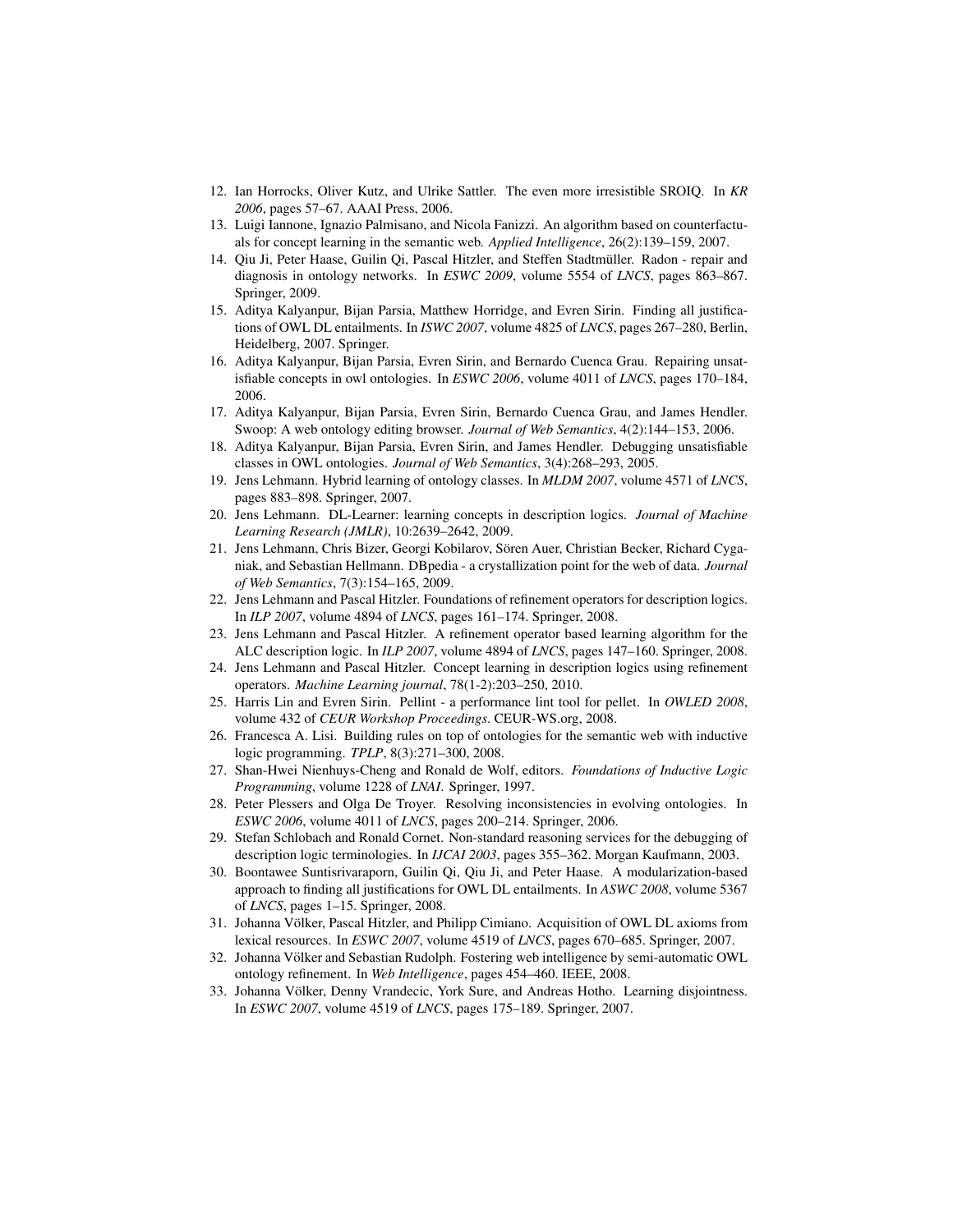12. Ian Horrocks, Oliver Kutz, and Ulrike Sattler. The even more irresistible SROIQ. In *KR 2006*, pages 57–67. AAAI Press, 2006.
13. Luigi Iannone, Ignazio Palmisano, and Nicola Fanizzi. An algorithm based on counterfactuals for concept learning in the semantic web. *Applied Intelligence*, 26(2):139–159, 2007.
14. Qiu Ji, Peter Haase, Guilin Qi, Pascal Hitzler, and Steffen Stadtmüller. Radon - repair and diagnosis in ontology networks. In *ESWC 2009*, volume 5554 of *LNCS*, pages 863–867. Springer, 2009.
15. Aditya Kalyanpur, Bijan Parsia, Matthew Horridge, and Evren Sirin. Finding all justifications of OWL DL entailments. In *ISWC 2007*, volume 4825 of *LNCS*, pages 267–280, Berlin, Heidelberg, 2007. Springer.
16. Aditya Kalyanpur, Bijan Parsia, Evren Sirin, and Bernardo Cuenca Grau. Repairing unsatisfiable concepts in owl ontologies. In *ESWC 2006*, volume 4011 of *LNCS*, pages 170–184, 2006.
17. Aditya Kalyanpur, Bijan Parsia, Evren Sirin, Bernardo Cuenca Grau, and James Hendler. Swoop: A web ontology editing browser. *Journal of Web Semantics*, 4(2):144–153, 2006.
18. Aditya Kalyanpur, Bijan Parsia, Evren Sirin, and James Hendler. Debugging unsatisfiable classes in OWL ontologies. *Journal of Web Semantics*, 3(4):268–293, 2005.
19. Jens Lehmann. Hybrid learning of ontology classes. In *MLDM 2007*, volume 4571 of *LNCS*, pages 883–898. Springer, 2007.
20. Jens Lehmann. DL-Learner: learning concepts in description logics. *Journal of Machine Learning Research (JMLR)*, 10:2639–2642, 2009.
21. Jens Lehmann, Chris Bizer, Georgi Kobilarov, Sören Auer, Christian Becker, Richard Cyganiak, and Sebastian Hellmann. DBpedia - a crystallization point for the web of data. *Journal of Web Semantics*, 7(3):154–165, 2009.
22. Jens Lehmann and Pascal Hitzler. Foundations of refinement operators for description logics. In *ILP 2007*, volume 4894 of *LNCS*, pages 161–174. Springer, 2008.
23. Jens Lehmann and Pascal Hitzler. A refinement operator based learning algorithm for the ALC description logic. In *ILP 2007*, volume 4894 of *LNCS*, pages 147–160. Springer, 2008.
24. Jens Lehmann and Pascal Hitzler. Concept learning in description logics using refinement operators. *Machine Learning journal*, 78(1-2):203–250, 2010.
25. Harris Lin and Evren Sirin. Pellint - a performance lint tool for pellet. In *OWLED 2008*, volume 432 of *CEUR Workshop Proceedings*. CEUR-WS.org, 2008.
26. Francesca A. Lisi. Building rules on top of ontologies for the semantic web with inductive logic programming. *TPLP*, 8(3):271–300, 2008.
27. Shan-Hwei Nienhuys-Cheng and Ronald de Wolf, editors. *Foundations of Inductive Logic Programming*, volume 1228 of *LNAI*. Springer, 1997.
28. Peter Plessers and Olga De Troyer. Resolving inconsistencies in evolving ontologies. In *ESWC 2006*, volume 4011 of *LNCS*, pages 200–214. Springer, 2006.
29. Stefan Schlobach and Ronald Cornet. Non-standard reasoning services for the debugging of description logic terminologies. In *IJCAI 2003*, pages 355–362. Morgan Kaufmann, 2003.
30. Boontawee Suntisrivaraporn, Guilin Qi, Qiu Ji, and Peter Haase. A modularization-based approach to finding all justifications for OWL DL entailments. In *ASWC 2008*, volume 5367 of *LNCS*, pages 1–15. Springer, 2008.
31. Johanna Völker, Pascal Hitzler, and Philipp Cimiano. Acquisition of OWL DL axioms from lexical resources. In *ESWC 2007*, volume 4519 of *LNCS*, pages 670–685. Springer, 2007.
32. Johanna Völker and Sebastian Rudolph. Fostering web intelligence by semi-automatic OWL ontology refinement. In *Web Intelligence*, pages 454–460. IEEE, 2008.
33. Johanna Völker, Denny Vrandecic, York Sure, and Andreas Hotho. Learning disjointness. In *ESWC 2007*, volume 4519 of *LNCS*, pages 175–189. Springer, 2007.